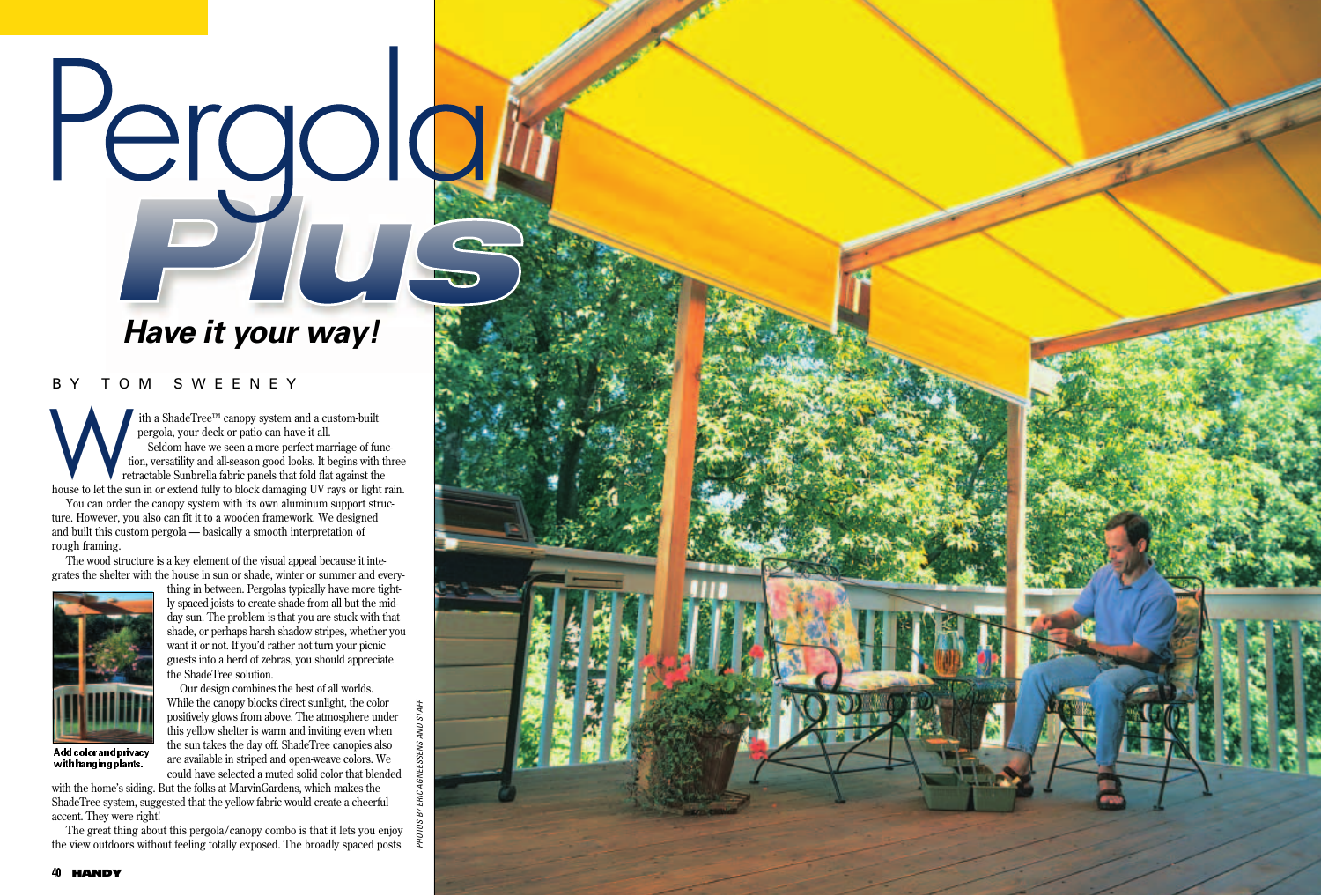# Pergola Plus

## *Have it your way!*

BY TOM SWEENEY

With a ShadeTree™ canopy system and a custom-built pergola, your deck or patio can have it all.

Seldom have we seen a more perfect marriage of function, versatility and all-season good looks. It begins with three retractable Sunbrella fabric panels that fold flat against the house to let the sun in or extend fully to block damaging UV rays or light rain.

You can order the canopy system with its own aluminum support structure. However, you also can fit it to a wooden framework. We designed and built this custom pergola — basically a smooth interpretation of rough framing.

The wood structure is a key element of the visual appeal because it integrates the shelter with the house in sun or shade, winter or summer and everything in between. Pergolas typically have more tightly spaced joists to create shade from all but the midday sun. The problem is that you are stuck with that shade, or perhaps harsh shadow stripes, whether you want it or not. If you'd rather not turn your picnic guests into a herd of zebras, you should appreciate the ShadeTree solution.

**Add color and privacy with hanging plants.**

Our design combines the best of all worlds. While the canopy blocks direct sunlight, the color positively glows from above. The atmosphere under this yellow shelter is warm and inviting even when the sun takes the day off. ShadeTree canopies also are available in striped and open-weave colors. We could have selected a muted solid color that blended with the home's siding. But the folks at MarvinGardens, which makes the ShadeTree system, suggested that the yellow fabric would create a cheerful accent. They were right!

The great thing about this pergola/canopy combo is that it lets you enjoy the view outdoors without feeling totally exposed. The broadly spaced posts

*PHOTOS BY ERIC AGNEESSENS AND STAFF*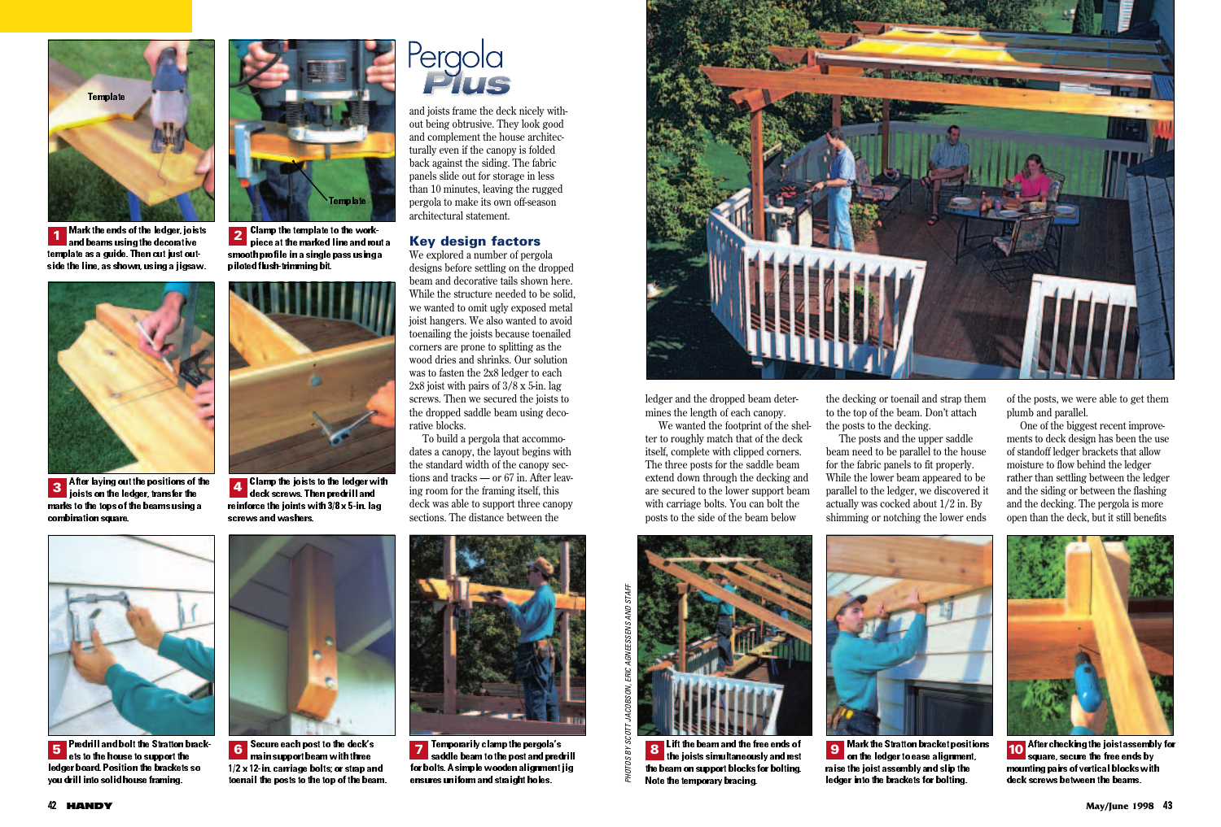# Pergola Plus

and joists frame the deck nicely without being obtrusive. They look good and complement the house architecturally even if the canopy is folded back against the siding. The fabric panels slide out for storage in less than 10 minutes, leaving the rugged pergola to make its own off-season architectural statement.

## Key design factors

We explored a number of pergola designs before settling on the dropped beam and decorative tails shown here. While the structure needed to be solid, we wanted to omit ugly exposed metal joist hangers. We also wanted to avoid toenailing the joists because toenailed corners are prone to splitting as the wood dries and shrinks. Our solution was to fasten the 2x8 ledger to each 2x8 joist with pairs of 3/8 x 5-in. lag screws. Then we secured the joists to the dropped saddle beam using decorative blocks.

To build a pergola that accommodates a canopy, the layout begins with the standard width of the canopy sections and tracks — or 67 in. After leaving room for the framing itself, this deck was able to support three canopy sections. The distance between the ledger and the dropped beam determines the length of each canopy.

We wanted the footprint of the shelter to roughly match that of the deck itself, complete with clipped corners. The three posts for the saddle beam extend down through the decking and are secured to the lower support beam with carriage bolts. You can bolt the posts to the side of the beam below the decking or toenail and strap them to the top of the beam. Don't attach the posts to the decking.

The posts and the upper saddle beam need to be parallel to the house for the fabric panels to fit properly. While the lower beam appeared to be parallel to the ledger, we discovered it actually was cocked about 1/2 in. By shimming or notching the lower ends of the posts, we were able to get them plumb and parallel.

One of the biggest recent improvements to deck design has been the use of standoff ledger brackets that allow moisture to flow behind the ledger rather than settling between the ledger and the siding or between the flashing and the decking. The pergola is more open than the deck, but it still benefits

**1** Mark the ends of the ledger, joists and beams using the decorative template as a guide. Then cut just outside the line, as shown, using a jigsaw.

**2** Clamp the template to the workpiece at the marked line and rout a smooth profile in a single pass using a piloted flush-trimming bit.

**3** After laying out the positions of the joists on the ledger, transfer the marks to the tops of the beams using a combination square.

**4** Clamp the joists to the ledger with deck screws. Then predrill and reinforce the joints with 3/8 x 5-in. lag screws and washers.

**5** Predrill and bolt the Stratton brackets to the house to support the ledger board. Position the brackets so you drill into solid house framing.

**6** Secure each post to the deck's main support beam with three 1/2 x 12-in. carriage bolts; or strap and toenail the posts to the top of the beam.

**7** Temporarily clamp the pergola's saddle beam to the post and predrill for bolts. A simple wooden alignment jig ensures uniform and straight holes.

**8** Lift the beam and the free ends of the joists simultaneously and rest the beam on support blocks for bolting. Note the temporary bracing.

**9** Mark the Stratton bracket positions on the ledger to ease alignment, raise the joist assembly and slip the ledger into the brackets for bolting.

**10** After checking the joist assembly for square, secure the free ends by mounting pairs of vertical blocks with deck screws between the beams.

PHOTOS BY SCOTT JACOBSON, ERIC AGNEESSENS AND STAFF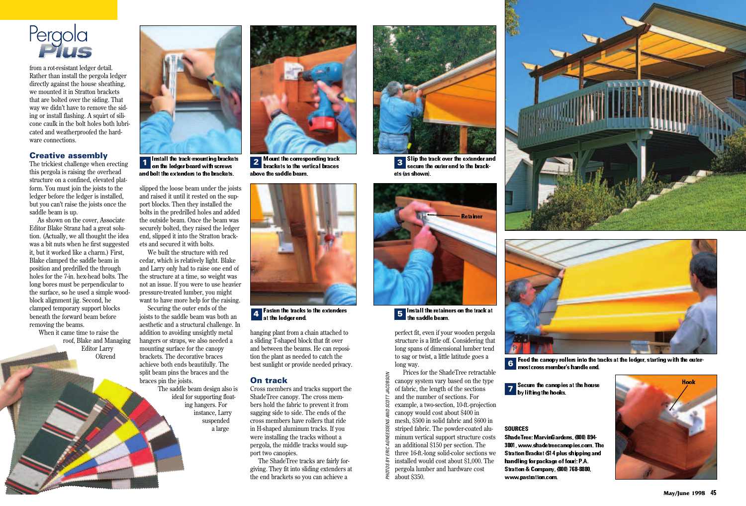from a rot-resistant ledger detail. Rather than install the pergola ledger directly against the house sheathing, we mounted it in Stratton brackets that are bolted over the siding. That way we didn't have to remove the siding or install flashing. A squirt of silicone caulk in the bolt holes both lubricated and weatherproofed the hardware connections.

## Creative assembly

The trickiest challenge when erecting this pergola is raising the overhead structure on a confined, elevated platform. You must join the joists to the ledger before the ledger is installed, but you can't raise the joists once the saddle beam is up.

As shown on the cover, Associate Editor Blake Stranz had a great solution. (Actually, we all thought the idea was a bit nuts when he first suggested it, but it worked like a charm.) First, Blake clamped the saddle beam in position and predrilled the through holes for the 7-in. hex-head bolts. The long bores must be perpendicular to the surface, so he used a simple wood-block alignment jig. Second, he clamped temporary support blocks beneath the forward beam before removing the beams.

When it came time to raise the roof, Blake and Managing Editor Larry Okrend slipped the loose beam under the joists and raised it until it rested on the support blocks. Then they installed the bolts in the predrilled holes and added the outside beam. Once the beam was securely bolted, they raised the ledger end, slipped it into the Stratton brackets and secured it with bolts.

We built the structure with red cedar, which is relatively light. Blake and Larry only had to raise one end of the structure at a time, so weight was not an issue. If you were to use heavier pressure-treated lumber, you might want to have more help for the raising.

Securing the outer ends of the joists to the saddle beam was both an aesthetic and a structural challenge. In addition to avoiding unsightly metal hangers or straps, we also needed a mounting surface for the canopy brackets. The decorative braces achieve both ends beautifully. The split beam pins the braces and the braces pin the joists.

The saddle beam design also is ideal for supporting floating hangers. For instance, Larry suspended a large hanging plant from a chain attached to a sliding T-shaped block that fit over and between the beams. He can reposition the plant as needed to catch the best sunlight or provide needed privacy.

**1** Install the track-mounting brackets on the ledger board with screws and bolt the extenders to the brackets.

**2** Mount the corresponding track brackets to the vertical braces above the saddle beam.

**4** Fasten the tracks to the extenders at the ledger end.

## On track

Cross members and tracks support the ShadeTree canopy. The cross members hold the fabric to prevent it from sagging side to side. The ends of the cross members have rollers that ride in H-shaped aluminum tracks. If you were installing the tracks without a pergola, the middle tracks would support two canopies.

The ShadeTree tracks are fairly forgiving. They fit into sliding extenders at the end brackets so you can achieve a perfect fit, even if your wooden pergola structure is a little off. Considering that long spans of dimensional lumber tend to sag or twist, a little latitude goes a long way.

Prices for the ShadeTree retractable canopy system vary based on the type of fabric, the length of the sections and the number of sections. For example, a two-section, 10-ft.-projection canopy would cost about $400 in mesh, $500 in solid fabric and $600 in striped fabric. The powder-coated aluminum vertical support structure costs an additional $150 per section. The three 16-ft.-long solid-color sections we installed would cost about $1,000. The pergola lumber and hardware cost about $350.

**3** Slip the track over the extender and secure the outer end to the brackets (as shown).

Retainer

**5** Install the retainers on the track at the saddle beam.

*PHOTOS BY ERIC AGNEESSENS AND SCOTT JACOBSON*

**6** Feed the canopy rollers into the tracks at the ledger, starting with the outermost cross member's handle end.

**7** Secure the canopies at the house by lifting the hooks.

Hook

**SOURCES**

**ShadeTree: MarvinGardens, (800) 894-3801, www.shadetreecanopies.com. The Stratton Bracket ($14 plus shipping and handling for package of four): P.A. Stratton & Company, (800) 768-8880, www.pastratton.com.**